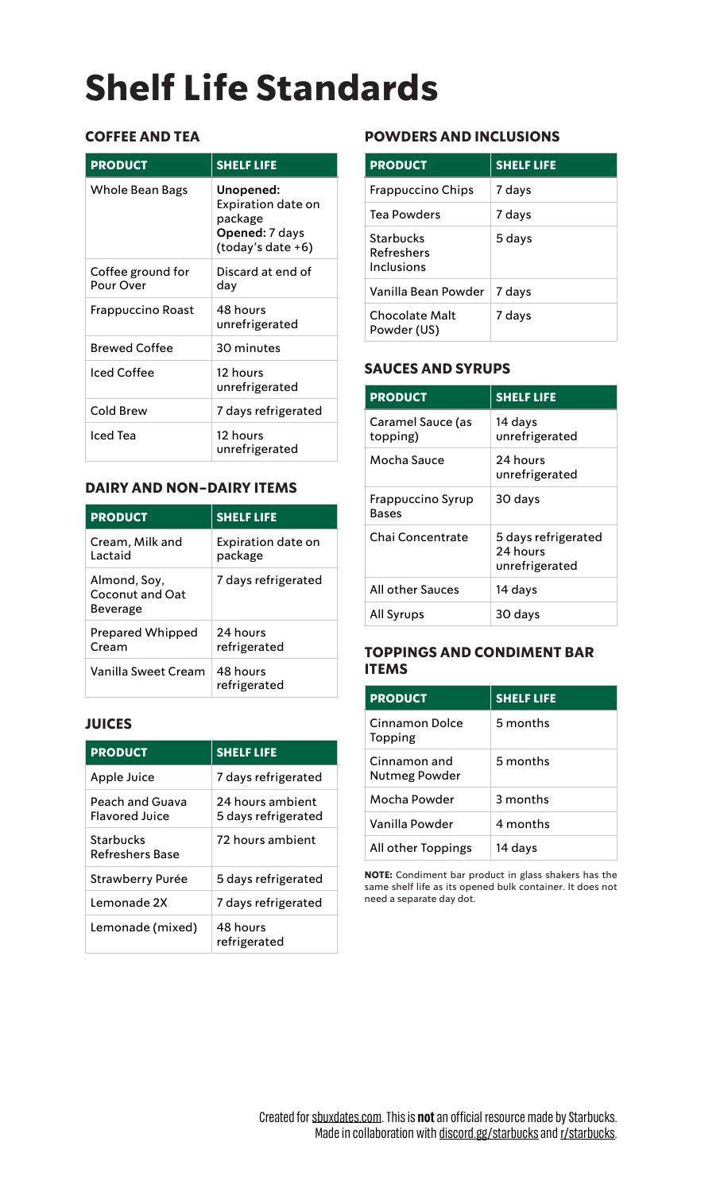# Shelf Life Standards

### COFFEE AND TEA

| PRODUCT | SHELF LIFE |
| --- | --- |
| Whole Bean Bags | **Unopened:** Expiration date on package **Opened:** 7 days (today's date +6) |
| Coffee ground for Pour Over | Discard at end of day |
| Frappuccino Roast | 48 hours unrefrigerated |
| Brewed Coffee | 30 minutes |
| Iced Coffee | 12 hours unrefrigerated |
| Cold Brew | 7 days refrigerated |
| Iced Tea | 12 hours unrefrigerated |

### DAIRY AND NON-DAIRY ITEMS

| PRODUCT | SHELF LIFE |
| --- | --- |
| Cream, Milk and Lactaid | Expiration date on package |
| Almond, Soy, Coconut and Oat Beverage | 7 days refrigerated |
| Prepared Whipped Cream | 24 hours refrigerated |
| Vanilla Sweet Cream | 48 hours refrigerated |

### JUICES

| PRODUCT | SHELF LIFE |
| --- | --- |
| Apple Juice | 7 days refrigerated |
| Peach and Guava Flavored Juice | 24 hours ambient 5 days refrigerated |
| Starbucks Refreshers Base | 72 hours ambient |
| Strawberry Purée | 5 days refrigerated |
| Lemonade 2X | 7 days refrigerated |
| Lemonade (mixed) | 48 hours refrigerated |

### POWDERS AND INCLUSIONS

| PRODUCT | SHELF LIFE |
| --- | --- |
| Frappuccino Chips | 7 days |
| Tea Powders | 7 days |
| Starbucks Refreshers Inclusions | 5 days |
| Vanilla Bean Powder | 7 days |
| Chocolate Malt Powder (US) | 7 days |

### SAUCES AND SYRUPS

| PRODUCT | SHELF LIFE |
| --- | --- |
| Caramel Sauce (as topping) | 14 days unrefrigerated |
| Mocha Sauce | 24 hours unrefrigerated |
| Frappuccino Syrup Bases | 30 days |
| Chai Concentrate | 5 days refrigerated 24 hours unrefrigerated |
| All other Sauces | 14 days |
| All Syrups | 30 days |

### TOPPINGS AND CONDIMENT BAR ITEMS

| PRODUCT | SHELF LIFE |
| --- | --- |
| Cinnamon Dolce Topping | 5 months |
| Cinnamon and Nutmeg Powder | 5 months |
| Mocha Powder | 3 months |
| Vanilla Powder | 4 months |
| All other Toppings | 14 days |

**NOTE:** Condiment bar product in glass shakers has the same shelf life as its opened bulk container. It does not need a separate day dot.

Created for sbuxdates.com. This is **not** an official resource made by Starbucks. Made in collaboration with discord.gg/starbucks and r/starbucks.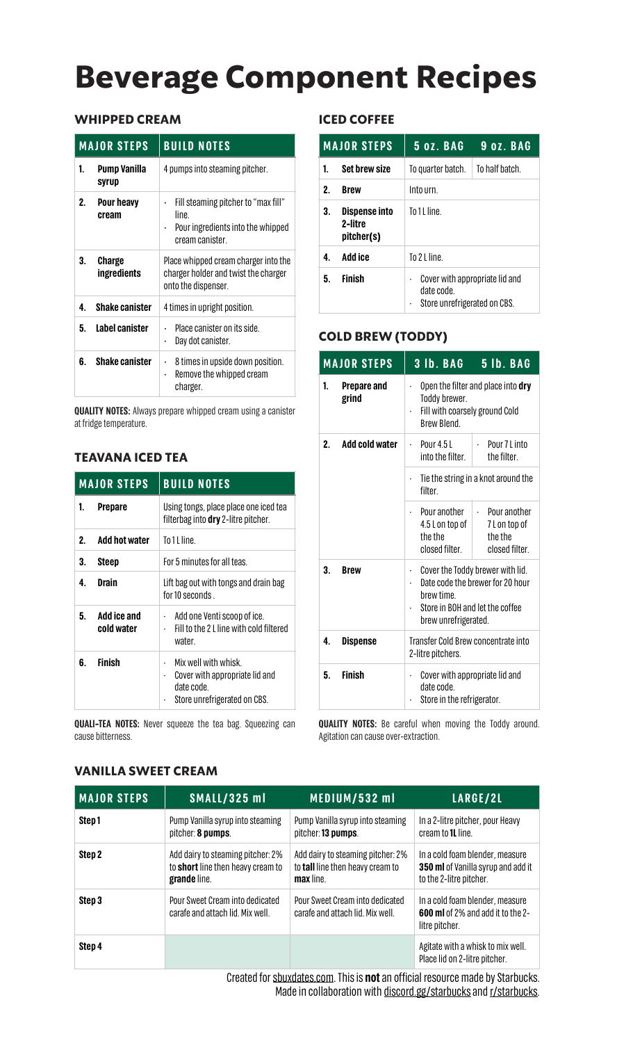# Beverage Component Recipes

## WHIPPED CREAM

| MAJOR STEPS | | BUILD NOTES |
|---|---|---|
| 1. | **Pump Vanilla syrup** | 4 pumps into steaming pitcher. |
| 2. | **Pour heavy cream** | · Fill steaming pitcher to "max fill" line. · Pour ingredients into the whipped cream canister. |
| 3. | **Charge ingredients** | Place whipped cream charger into the charger holder and twist the charger onto the dispenser. |
| 4. | **Shake canister** | 4 times in upright position. |
| 5. | **Label canister** | · Place canister on its side. · Day dot canister. |
| 6. | **Shake canister** | · 8 times in upside down position. · Remove the whipped cream charger. |

**QUALITY NOTES:** Always prepare whipped cream using a canister at fridge temperature.

## TEAVANA ICED TEA

| MAJOR STEPS | | BUILD NOTES |
|---|---|---|
| 1. | **Prepare** | Using tongs, place place one iced tea filterbag into **dry** 2-litre pitcher. |
| 2. | **Add hot water** | To 1 L line. |
| 3. | **Steep** | For 5 minutes for all teas. |
| 4. | **Drain** | Lift bag out with tongs and drain bag for 10 seconds . |
| 5. | **Add ice and cold water** | · Add one Venti scoop of ice. · Fill to the 2 L line with cold filtered water. |
| 6. | **Finish** | · Mix well with whisk. · Cover with appropriate lid and date code. · Store unrefrigerated on CBS. |

**QUALI-TEA NOTES:** Never squeeze the tea bag. Squeezing can cause bitterness.

## ICED COFFEE

| MAJOR STEPS | | 5 oz. BAG | 9 oz. BAG |
|---|---|---|---|
| 1. | **Set brew size** | To quarter batch. | To half batch. |
| 2. | **Brew** | Into urn. | |
| 3. | **Dispense into 2-litre pitcher(s)** | To 1 L line. | |
| 4. | **Add ice** | To 2 L line. | |
| 5. | **Finish** | · Cover with appropriate lid and date code. · Store unrefrigerated on CBS. | |

## COLD BREW (TODDY)

| MAJOR STEPS | | 3 lb. BAG | 5 lb. BAG |
|---|---|---|---|
| 1. | **Prepare and grind** | · Open the filter and place into **dry** Toddy brewer. · Fill with coarsely ground Cold Brew Blend. | |
| 2. | **Add cold water** | · Pour 4.5 L into the filter. | · Pour 7 L into the filter. |
| | | · Tie the string in a knot around the filter. | |
| | | · Pour another 4.5 L on top of the the closed filter. | · Pour another 7 L on top of the the closed filter. |
| 3. | **Brew** | · Cover the Toddy brewer with lid. · Date code the brewer for 20 hour brew time. · Store in BOH and let the coffee brew unrefrigerated. | |
| 4. | **Dispense** | Transfer Cold Brew concentrate into 2-litre pitchers. | |
| 5. | **Finish** | · Cover with appropriate lid and date code. · Store in the refrigerator. | |

**QUALITY NOTES:** Be careful when moving the Toddy around. Agitation can cause over-extraction.

## VANILLA SWEET CREAM

| MAJOR STEPS | SMALL/325 ml | MEDIUM/532 ml | LARGE/2L |
|---|---|---|---|
| Step 1 | Pump Vanilla syrup into steaming pitcher: **8 pumps**. | Pump Vanilla syrup into steaming pitcher: **13 pumps**. | In a 2-litre pitcher, pour Heavy cream to **1L** line. |
| Step 2 | Add dairy to steaming pitcher: 2% to **short** line then heavy cream to **grande** line. | Add dairy to steaming pitcher: 2% to **tall** line then heavy cream to **max** line. | In a cold foam blender, measure **350 ml** of Vanilla syrup and add it to the 2-litre pitcher. |
| Step 3 | Pour Sweet Cream into dedicated carafe and attach lid. Mix well. | Pour Sweet Cream into dedicated carafe and attach lid. Mix well. | In a cold foam blender, measure **600 ml** of 2% and add it to the 2-litre pitcher. |
| Step 4 | | | Agitate with a whisk to mix well. Place lid on 2-litre pitcher. |

Created for sbuxdates.com. This is **not** an official resource made by Starbucks. Made in collaboration with discord.gg/starbucks and r/starbucks.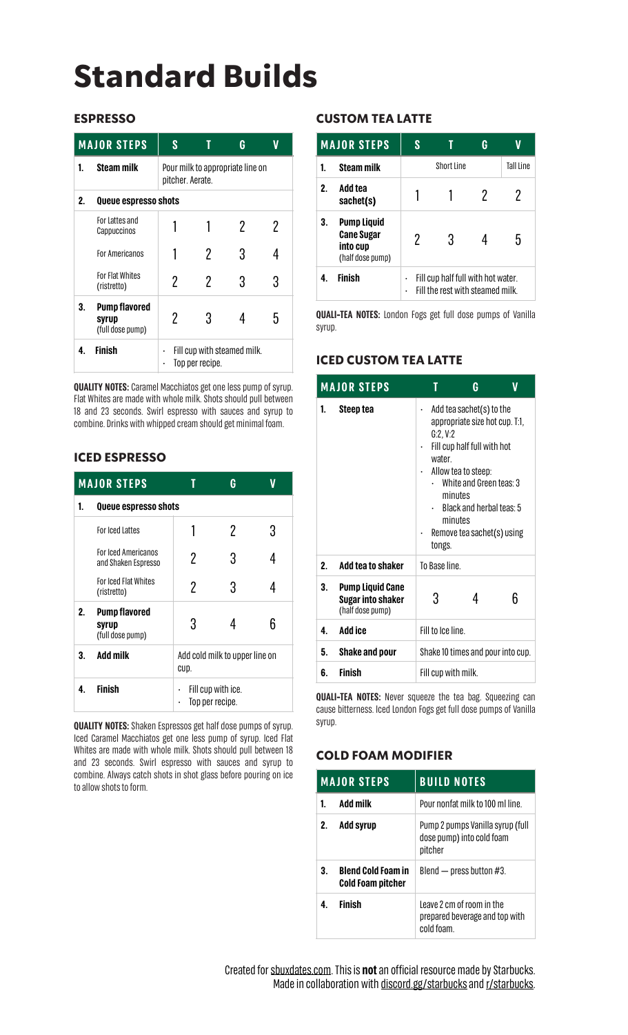# Standard Builds

### ESPRESSO

| MAJOR STEPS | | S | T | G | V |
|---|---|---|---|---|---|
| 1. | **Steam milk** | Pour milk to appropriate line on pitcher. Aerate. | | | |
| 2. | **Queue espresso shots** | | | | |
| | For Lattes and Cappuccinos | 1 | 1 | 2 | 2 |
| | For Americanos | 1 | 2 | 3 | 4 |
| | For Flat Whites (ristretto) | 2 | 2 | 3 | 3 |
| 3. | **Pump flavored syrup** (full dose pump) | 2 | 3 | 4 | 5 |
| 4. | **Finish** | · Fill cup with steamed milk.<br>· Top per recipe. | | | |

**QUALITY NOTES:** Caramel Macchiatos get one less pump of syrup. Flat Whites are made with whole milk. Shots should pull between 18 and 23 seconds. Swirl espresso with sauces and syrup to combine. Drinks with whipped cream should get minimal foam.

### ICED ESPRESSO

| MAJOR STEPS | | T | G | V |
|---|---|---|---|---|
| 1. | **Queue espresso shots** | | | |
| | For Iced Lattes | 1 | 2 | 3 |
| | For Iced Americanos and Shaken Espresso | 2 | 3 | 4 |
| | For Iced Flat Whites (ristretto) | 2 | 3 | 4 |
| 2. | **Pump flavored syrup** (full dose pump) | 3 | 4 | 6 |
| 3. | **Add milk** | Add cold milk to upper line on cup. | | |
| 4. | **Finish** | · Fill cup with ice.<br>· Top per recipe. | | |

**QUALITY NOTES:** Shaken Espressos get half dose pumps of syrup. Iced Caramel Macchiatos get one less pump of syrup. Iced Flat Whites are made with whole milk. Shots should pull between 18 and 23 seconds. Swirl espresso with sauces and syrup to combine. Always catch shots in shot glass before pouring on ice to allow shots to form.

### CUSTOM TEA LATTE

| MAJOR STEPS | | S | T | G | V |
|---|---|---|---|---|---|
| 1. | **Steam milk** | Short Line | | | Tall Line |
| 2. | **Add tea sachet(s)** | 1 | 1 | 2 | 2 |
| 3. | **Pump Liquid Cane Sugar into cup** (half dose pump) | 2 | 3 | 4 | 5 |
| 4. | **Finish** | · Fill cup half full with hot water.<br>· Fill the rest with steamed milk. | | | |

**QUALI-TEA NOTES:** London Fogs get full dose pumps of Vanilla syrup.

### ICED CUSTOM TEA LATTE

| MAJOR STEPS | | T | G | V |
|---|---|---|---|---|
| 1. | **Steep tea** | · Add tea sachet(s) to the appropriate size hot cup. T:1, G:2, V:2<br>· Fill cup half full with hot water.<br>· Allow tea to steep:<br>  · White and Green teas: 3 minutes<br>  · Black and herbal teas: 5 minutes<br>· Remove tea sachet(s) using tongs. | | |
| 2. | **Add tea to shaker** | To Base line. | | |
| 3. | **Pump Liquid Cane Sugar into shaker** (half dose pump) | 3 | 4 | 6 |
| 4. | **Add ice** | Fill to Ice line. | | |
| 5. | **Shake and pour** | Shake 10 times and pour into cup. | | |
| 6. | **Finish** | Fill cup with milk. | | |

**QUALI-TEA NOTES:** Never squeeze the tea bag. Squeezing can cause bitterness. Iced London Fogs get full dose pumps of Vanilla syrup.

### COLD FOAM MODIFIER

| MAJOR STEPS | | BUILD NOTES |
|---|---|---|
| 1. | **Add milk** | Pour nonfat milk to 100 ml line. |
| 2. | **Add syrup** | Pump 2 pumps Vanilla syrup (full dose pump) into cold foam pitcher |
| 3. | **Blend Cold Foam in Cold Foam pitcher** | Blend — press button #3. |
| 4. | **Finish** | Leave 2 cm of room in the prepared beverage and top with cold foam. |

Created for sbuxdates.com. This is **not** an official resource made by Starbucks. Made in collaboration with discord.gg/starbucks and r/starbucks.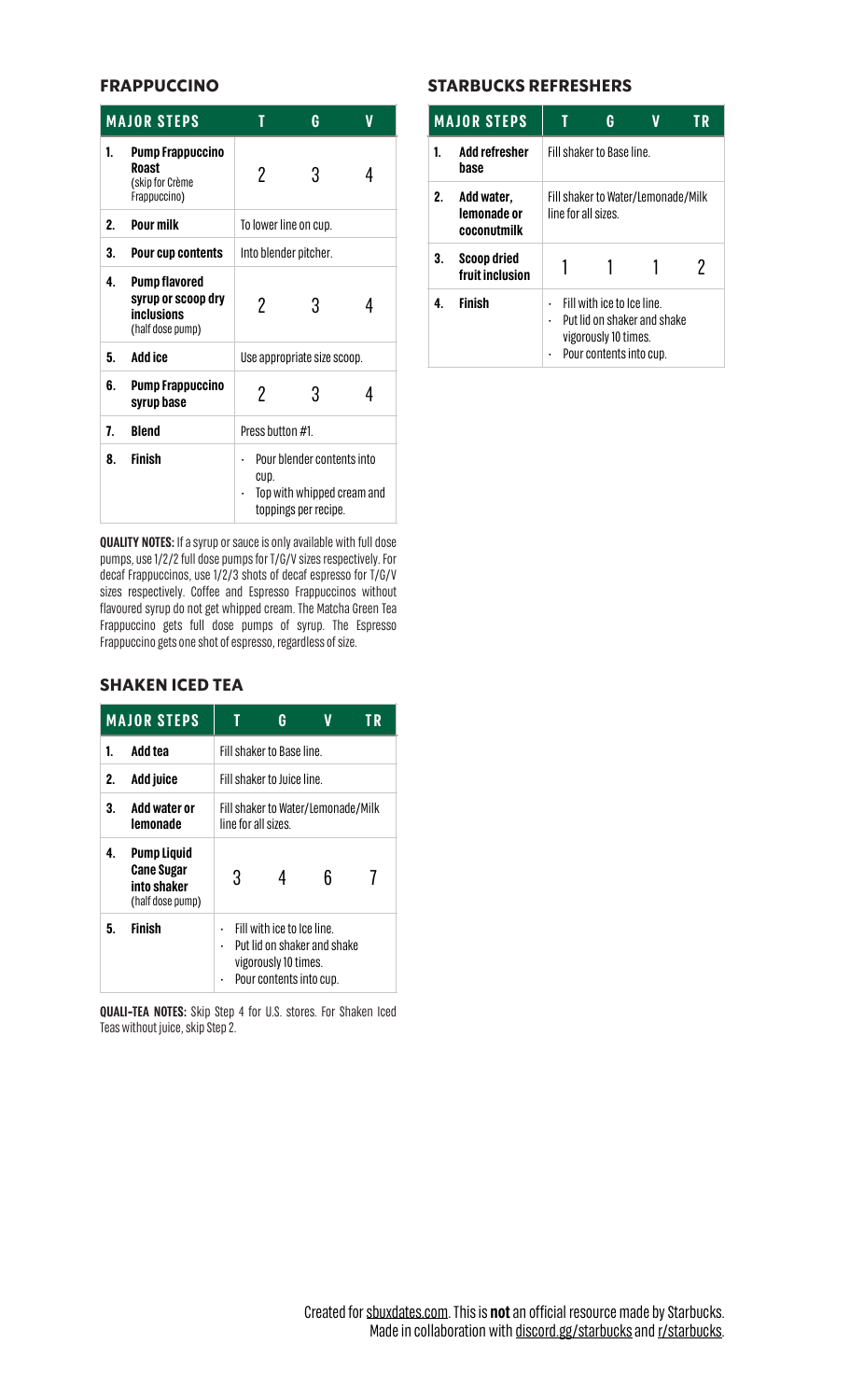## FRAPPUCCINO

| | MAJOR STEPS | T | G | V |
|---|---|---|---|---|
| 1. | **Pump Frappuccino Roast** (skip for Crème Frappuccino) | 2 | 3 | 4 |
| 2. | **Pour milk** | To lower line on cup. | | |
| 3. | **Pour cup contents** | Into blender pitcher. | | |
| 4. | **Pump flavored syrup or scoop dry inclusions** (half dose pump) | 2 | 3 | 4 |
| 5. | **Add ice** | Use appropriate size scoop. | | |
| 6. | **Pump Frappuccino syrup base** | 2 | 3 | 4 |
| 7. | **Blend** | Press button #1. | | |
| 8. | **Finish** | · Pour blender contents into cup. · Top with whipped cream and toppings per recipe. | | |

**QUALITY NOTES:** If a syrup or sauce is only available with full dose pumps, use 1/2/2 full dose pumps for T/G/V sizes respectively. For decaf Frappuccinos, use 1/2/3 shots of decaf espresso for T/G/V sizes respectively. Coffee and Espresso Frappuccinos without flavoured syrup do not get whipped cream. The Matcha Green Tea Frappuccino gets full dose pumps of syrup. The Espresso Frappuccino gets one shot of espresso, regardless of size.

## SHAKEN ICED TEA

| | MAJOR STEPS | T | G | V | TR |
|---|---|---|---|---|---|
| 1. | **Add tea** | Fill shaker to Base line. | | | |
| 2. | **Add juice** | Fill shaker to Juice line. | | | |
| 3. | **Add water or lemonade** | Fill shaker to Water/Lemonade/Milk line for all sizes. | | | |
| 4. | **Pump Liquid Cane Sugar into shaker** (half dose pump) | 3 | 4 | 6 | 7 |
| 5. | **Finish** | · Fill with ice to Ice line. · Put lid on shaker and shake vigorously 10 times. · Pour contents into cup. | | | |

**QUALI-TEA NOTES:** Skip Step 4 for U.S. stores. For Shaken Iced Teas without juice, skip Step 2.

## STARBUCKS REFRESHERS

| | MAJOR STEPS | T | G | V | TR |
|---|---|---|---|---|---|
| 1. | **Add refresher base** | Fill shaker to Base line. | | | |
| 2. | **Add water, lemonade or coconutmilk** | Fill shaker to Water/Lemonade/Milk line for all sizes. | | | |
| 3. | **Scoop dried fruit inclusion** | 1 | 1 | 1 | 2 |
| 4. | **Finish** | · Fill with ice to Ice line. · Put lid on shaker and shake vigorously 10 times. · Pour contents into cup. | | | |

Created for sbuxdates.com. This is **not** an official resource made by Starbucks.
Made in collaboration with discord.gg/starbucks and r/starbucks.